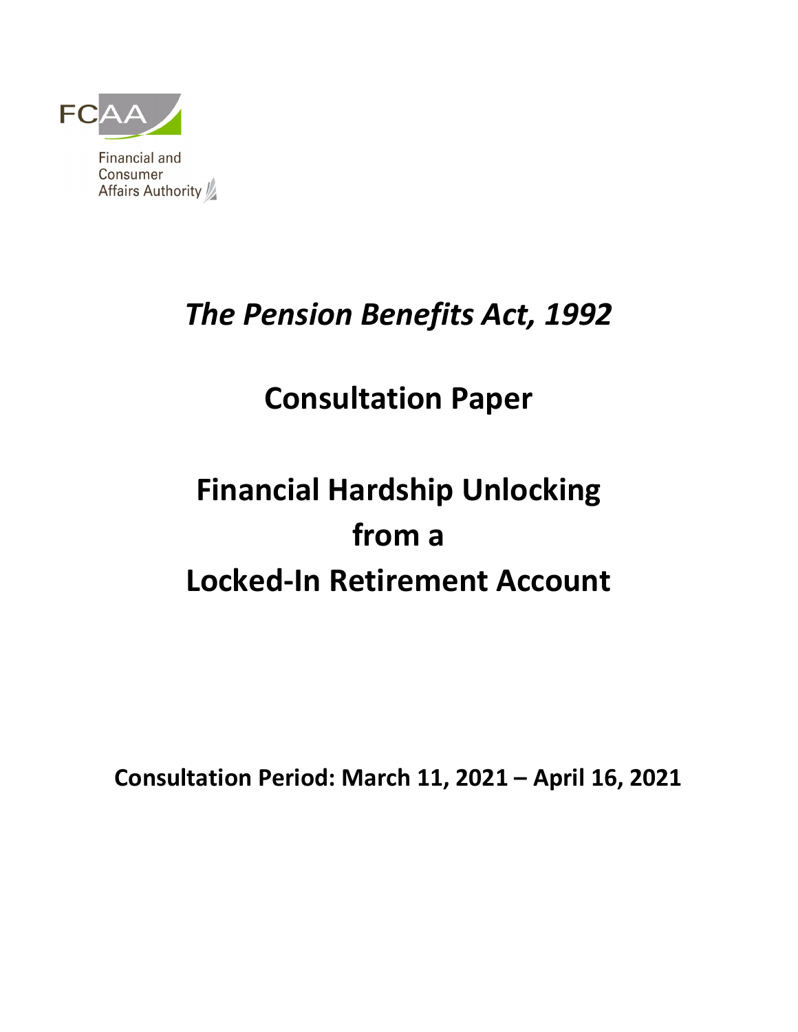FCAA

Financial and Consumer Affairs Authority

# *The Pension Benefits Act, 1992*

## Consultation Paper

## Financial Hardship Unlocking from a Locked-In Retirement Account

**Consultation Period: March 11, 2021 – April 16, 2021**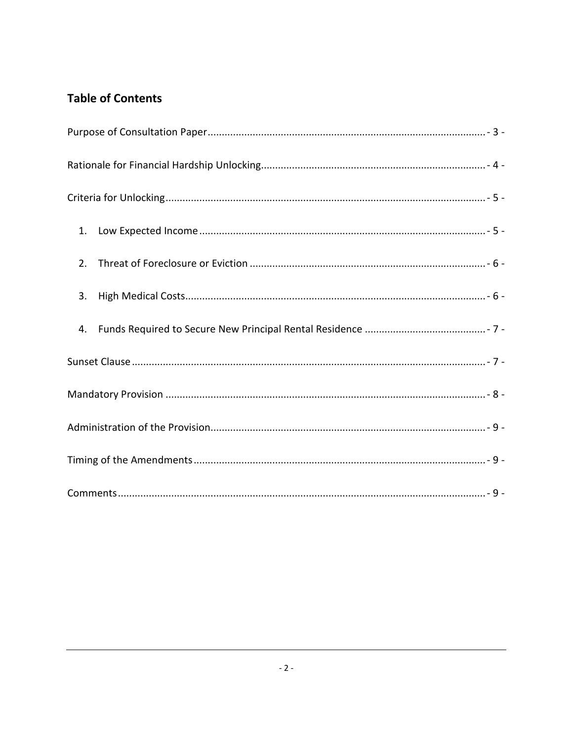## Table of Contents

Purpose of Consultation Paper ....... - 3 -

Rationale for Financial Hardship Unlocking ....... - 4 -

Criteria for Unlocking ....... - 5 -

1. Low Expected Income ....... - 5 -
2. Threat of Foreclosure or Eviction ....... - 6 -
3. High Medical Costs ....... - 6 -
4. Funds Required to Secure New Principal Rental Residence ....... - 7 -

Sunset Clause ....... - 7 -

Mandatory Provision ....... - 8 -

Administration of the Provision ....... - 9 -

Timing of the Amendments ....... - 9 -

Comments ....... - 9 -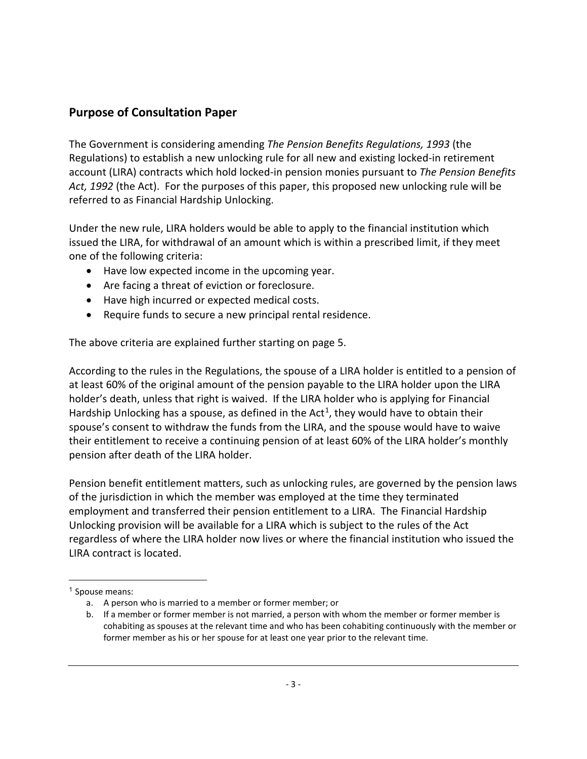## Purpose of Consultation Paper

The Government is considering amending *The Pension Benefits Regulations, 1993* (the Regulations) to establish a new unlocking rule for all new and existing locked-in retirement account (LIRA) contracts which hold locked-in pension monies pursuant to *The Pension Benefits Act, 1992* (the Act). For the purposes of this paper, this proposed new unlocking rule will be referred to as Financial Hardship Unlocking.

Under the new rule, LIRA holders would be able to apply to the financial institution which issued the LIRA, for withdrawal of an amount which is within a prescribed limit, if they meet one of the following criteria:

- Have low expected income in the upcoming year.
- Are facing a threat of eviction or foreclosure.
- Have high incurred or expected medical costs.
- Require funds to secure a new principal rental residence.

The above criteria are explained further starting on page 5.

According to the rules in the Regulations, the spouse of a LIRA holder is entitled to a pension of at least 60% of the original amount of the pension payable to the LIRA holder upon the LIRA holder's death, unless that right is waived. If the LIRA holder who is applying for Financial Hardship Unlocking has a spouse, as defined in the Act[1], they would have to obtain their spouse's consent to withdraw the funds from the LIRA, and the spouse would have to waive their entitlement to receive a continuing pension of at least 60% of the LIRA holder's monthly pension after death of the LIRA holder.

Pension benefit entitlement matters, such as unlocking rules, are governed by the pension laws of the jurisdiction in which the member was employed at the time they terminated employment and transferred their pension entitlement to a LIRA. The Financial Hardship Unlocking provision will be available for a LIRA which is subject to the rules of the Act regardless of where the LIRA holder now lives or where the financial institution who issued the LIRA contract is located.

---

[1] Spouse means:

a. A person who is married to a member or former member; or
b. If a member or former member is not married, a person with whom the member or former member is cohabiting as spouses at the relevant time and who has been cohabiting continuously with the member or former member as his or her spouse for at least one year prior to the relevant time.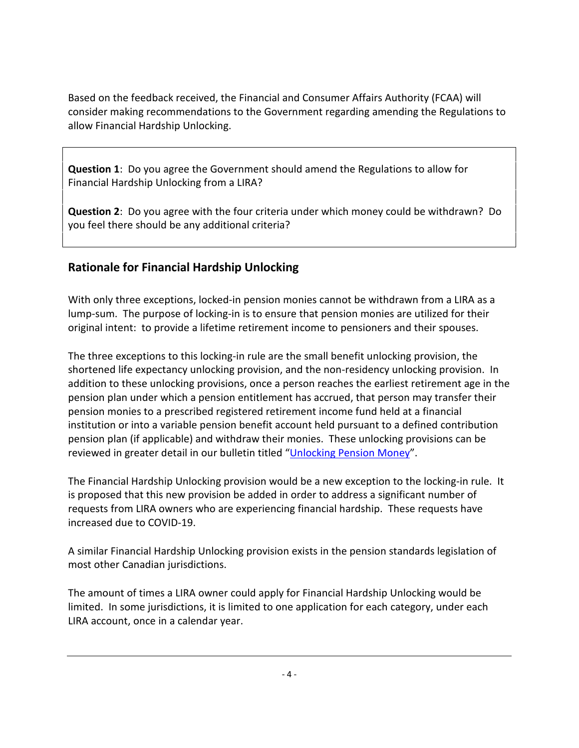Based on the feedback received, the Financial and Consumer Affairs Authority (FCAA) will consider making recommendations to the Government regarding amending the Regulations to allow Financial Hardship Unlocking.

**Question 1**: Do you agree the Government should amend the Regulations to allow for Financial Hardship Unlocking from a LIRA?

**Question 2**: Do you agree with the four criteria under which money could be withdrawn? Do you feel there should be any additional criteria?

## Rationale for Financial Hardship Unlocking

With only three exceptions, locked-in pension monies cannot be withdrawn from a LIRA as a lump-sum. The purpose of locking-in is to ensure that pension monies are utilized for their original intent: to provide a lifetime retirement income to pensioners and their spouses.

The three exceptions to this locking-in rule are the small benefit unlocking provision, the shortened life expectancy unlocking provision, and the non-residency unlocking provision. In addition to these unlocking provisions, once a person reaches the earliest retirement age in the pension plan under which a pension entitlement has accrued, that person may transfer their pension monies to a prescribed registered retirement income fund held at a financial institution or into a variable pension benefit account held pursuant to a defined contribution pension plan (if applicable) and withdraw their monies. These unlocking provisions can be reviewed in greater detail in our bulletin titled "Unlocking Pension Money".

The Financial Hardship Unlocking provision would be a new exception to the locking-in rule. It is proposed that this new provision be added in order to address a significant number of requests from LIRA owners who are experiencing financial hardship. These requests have increased due to COVID-19.

A similar Financial Hardship Unlocking provision exists in the pension standards legislation of most other Canadian jurisdictions.

The amount of times a LIRA owner could apply for Financial Hardship Unlocking would be limited. In some jurisdictions, it is limited to one application for each category, under each LIRA account, once in a calendar year.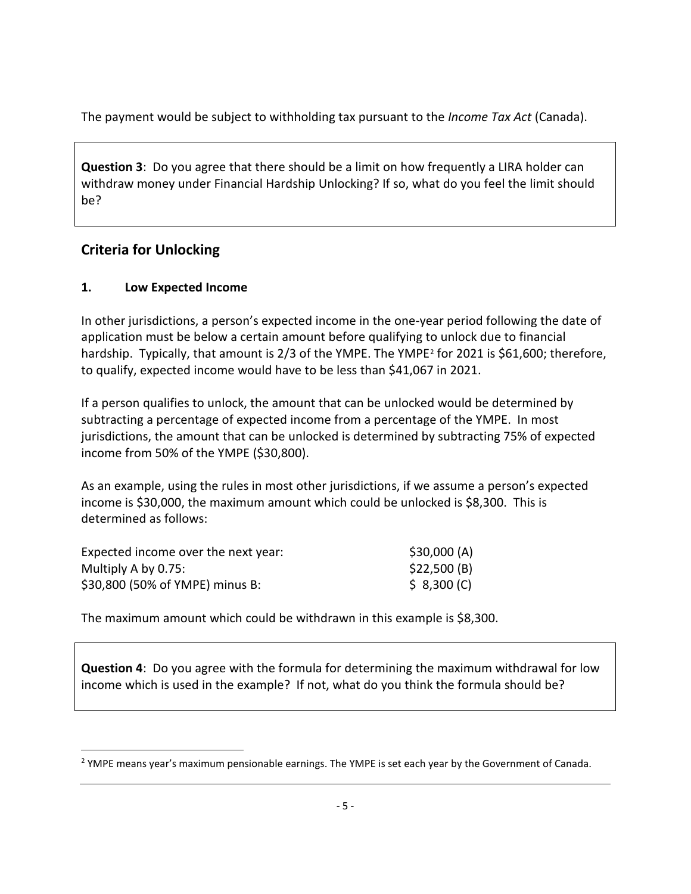The payment would be subject to withholding tax pursuant to the *Income Tax Act* (Canada).

**Question 3**: Do you agree that there should be a limit on how frequently a LIRA holder can withdraw money under Financial Hardship Unlocking? If so, what do you feel the limit should be?

## Criteria for Unlocking

### 1. Low Expected Income

In other jurisdictions, a person's expected income in the one-year period following the date of application must be below a certain amount before qualifying to unlock due to financial hardship. Typically, that amount is 2/3 of the YMPE. The YMPE[2] for 2021 is $61,600; therefore, to qualify, expected income would have to be less than $41,067 in 2021.

If a person qualifies to unlock, the amount that can be unlocked would be determined by subtracting a percentage of expected income from a percentage of the YMPE. In most jurisdictions, the amount that can be unlocked is determined by subtracting 75% of expected income from 50% of the YMPE ($30,800).

As an example, using the rules in most other jurisdictions, if we assume a person's expected income is $30,000, the maximum amount which could be unlocked is $8,300. This is determined as follows:

| | |
|---|---|
| Expected income over the next year: | $30,000 (A) |
| Multiply A by 0.75: | $22,500 (B) |
| $30,800 (50% of YMPE) minus B: | $ 8,300 (C) |

The maximum amount which could be withdrawn in this example is $8,300.

**Question 4**: Do you agree with the formula for determining the maximum withdrawal for low income which is used in the example? If not, what do you think the formula should be?

[2] YMPE means year's maximum pensionable earnings. The YMPE is set each year by the Government of Canada.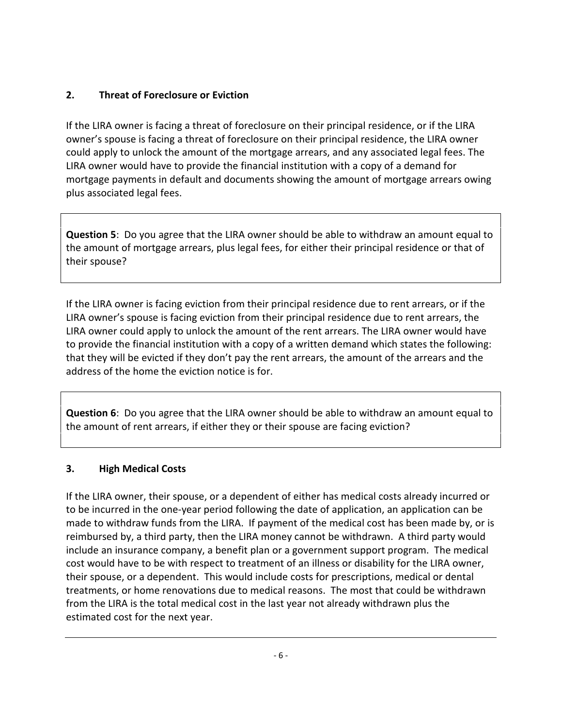## 2. Threat of Foreclosure or Eviction

If the LIRA owner is facing a threat of foreclosure on their principal residence, or if the LIRA owner's spouse is facing a threat of foreclosure on their principal residence, the LIRA owner could apply to unlock the amount of the mortgage arrears, and any associated legal fees. The LIRA owner would have to provide the financial institution with a copy of a demand for mortgage payments in default and documents showing the amount of mortgage arrears owing plus associated legal fees.

**Question 5**: Do you agree that the LIRA owner should be able to withdraw an amount equal to the amount of mortgage arrears, plus legal fees, for either their principal residence or that of their spouse?

If the LIRA owner is facing eviction from their principal residence due to rent arrears, or if the LIRA owner's spouse is facing eviction from their principal residence due to rent arrears, the LIRA owner could apply to unlock the amount of the rent arrears. The LIRA owner would have to provide the financial institution with a copy of a written demand which states the following: that they will be evicted if they don't pay the rent arrears, the amount of the arrears and the address of the home the eviction notice is for.

**Question 6**: Do you agree that the LIRA owner should be able to withdraw an amount equal to the amount of rent arrears, if either they or their spouse are facing eviction?

## 3. High Medical Costs

If the LIRA owner, their spouse, or a dependent of either has medical costs already incurred or to be incurred in the one-year period following the date of application, an application can be made to withdraw funds from the LIRA. If payment of the medical cost has been made by, or is reimbursed by, a third party, then the LIRA money cannot be withdrawn. A third party would include an insurance company, a benefit plan or a government support program. The medical cost would have to be with respect to treatment of an illness or disability for the LIRA owner, their spouse, or a dependent. This would include costs for prescriptions, medical or dental treatments, or home renovations due to medical reasons. The most that could be withdrawn from the LIRA is the total medical cost in the last year not already withdrawn plus the estimated cost for the next year.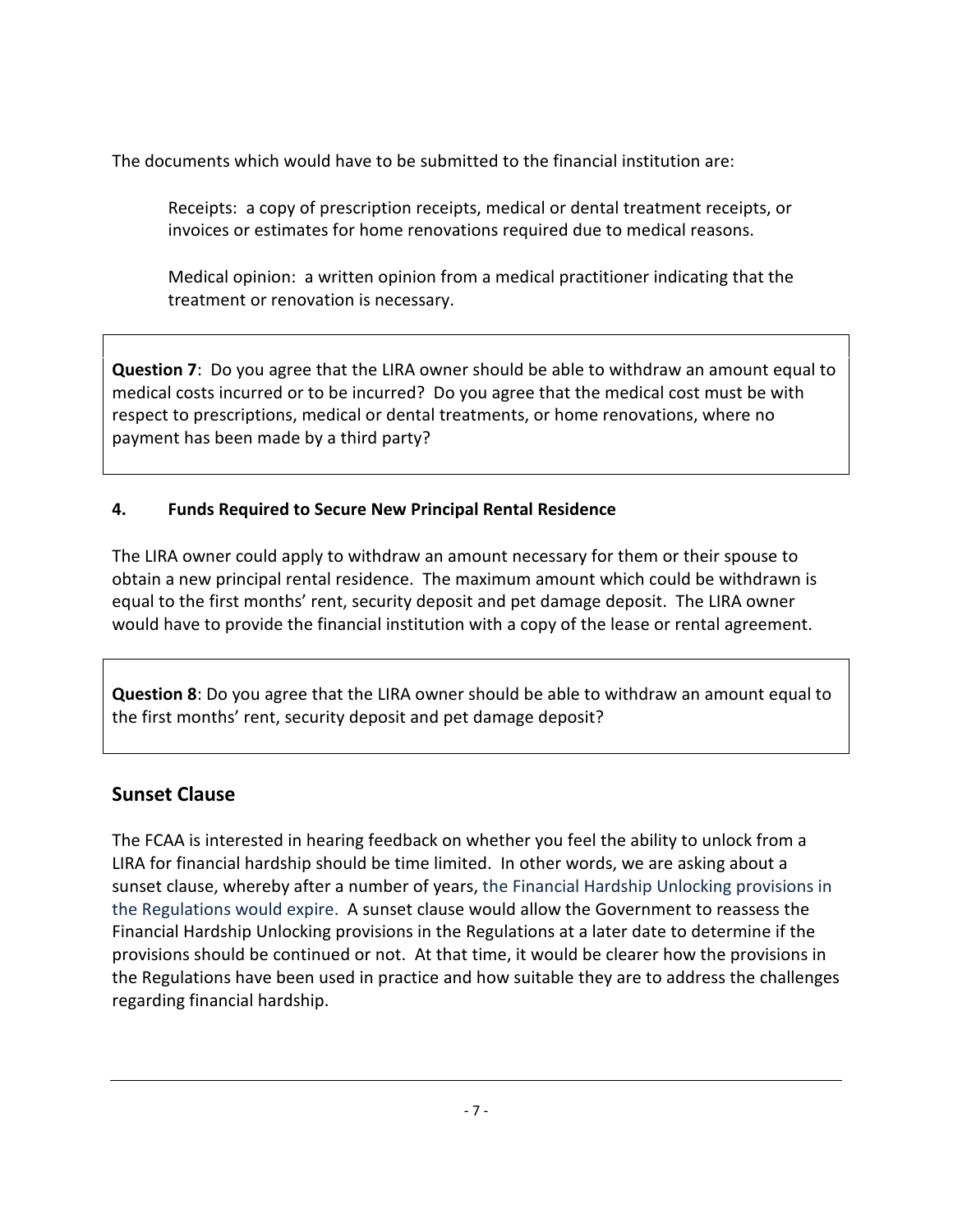The documents which would have to be submitted to the financial institution are:

> Receipts: a copy of prescription receipts, medical or dental treatment receipts, or invoices or estimates for home renovations required due to medical reasons.
>
> Medical opinion: a written opinion from a medical practitioner indicating that the treatment or renovation is necessary.

**Question 7**: Do you agree that the LIRA owner should be able to withdraw an amount equal to medical costs incurred or to be incurred? Do you agree that the medical cost must be with respect to prescriptions, medical or dental treatments, or home renovations, where no payment has been made by a third party?

#### 4. Funds Required to Secure New Principal Rental Residence

The LIRA owner could apply to withdraw an amount necessary for them or their spouse to obtain a new principal rental residence. The maximum amount which could be withdrawn is equal to the first months' rent, security deposit and pet damage deposit. The LIRA owner would have to provide the financial institution with a copy of the lease or rental agreement.

**Question 8**: Do you agree that the LIRA owner should be able to withdraw an amount equal to the first months' rent, security deposit and pet damage deposit?

## Sunset Clause

The FCAA is interested in hearing feedback on whether you feel the ability to unlock from a LIRA for financial hardship should be time limited. In other words, we are asking about a sunset clause, whereby after a number of years, the Financial Hardship Unlocking provisions in the Regulations would expire. A sunset clause would allow the Government to reassess the Financial Hardship Unlocking provisions in the Regulations at a later date to determine if the provisions should be continued or not. At that time, it would be clearer how the provisions in the Regulations have been used in practice and how suitable they are to address the challenges regarding financial hardship.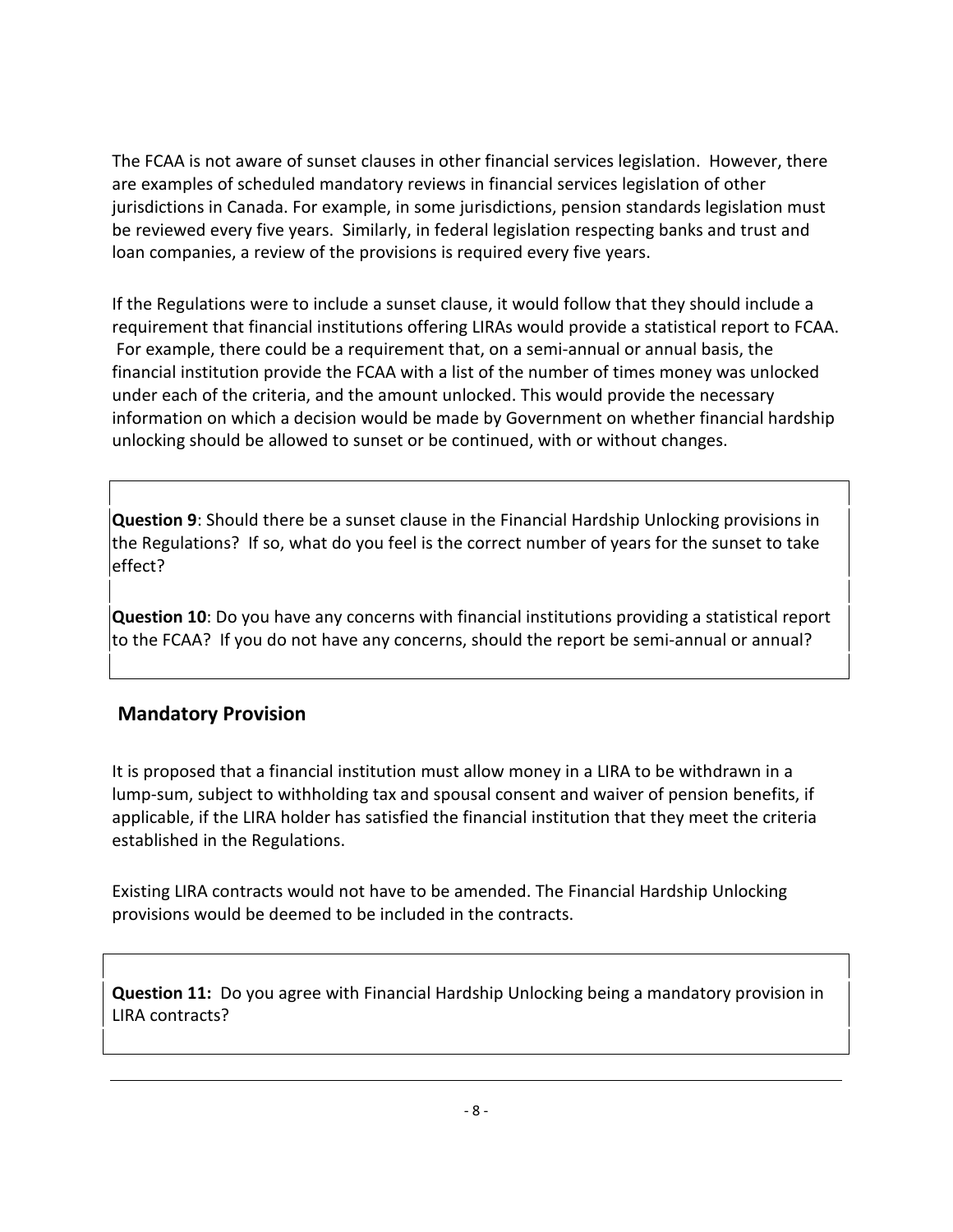The FCAA is not aware of sunset clauses in other financial services legislation. However, there are examples of scheduled mandatory reviews in financial services legislation of other jurisdictions in Canada. For example, in some jurisdictions, pension standards legislation must be reviewed every five years. Similarly, in federal legislation respecting banks and trust and loan companies, a review of the provisions is required every five years.

If the Regulations were to include a sunset clause, it would follow that they should include a requirement that financial institutions offering LIRAs would provide a statistical report to FCAA. For example, there could be a requirement that, on a semi-annual or annual basis, the financial institution provide the FCAA with a list of the number of times money was unlocked under each of the criteria, and the amount unlocked. This would provide the necessary information on which a decision would be made by Government on whether financial hardship unlocking should be allowed to sunset or be continued, with or without changes.

**Question 9**: Should there be a sunset clause in the Financial Hardship Unlocking provisions in the Regulations? If so, what do you feel is the correct number of years for the sunset to take effect?

**Question 10**: Do you have any concerns with financial institutions providing a statistical report to the FCAA? If you do not have any concerns, should the report be semi-annual or annual?

## Mandatory Provision

It is proposed that a financial institution must allow money in a LIRA to be withdrawn in a lump-sum, subject to withholding tax and spousal consent and waiver of pension benefits, if applicable, if the LIRA holder has satisfied the financial institution that they meet the criteria established in the Regulations.

Existing LIRA contracts would not have to be amended. The Financial Hardship Unlocking provisions would be deemed to be included in the contracts.

**Question 11:** Do you agree with Financial Hardship Unlocking being a mandatory provision in LIRA contracts?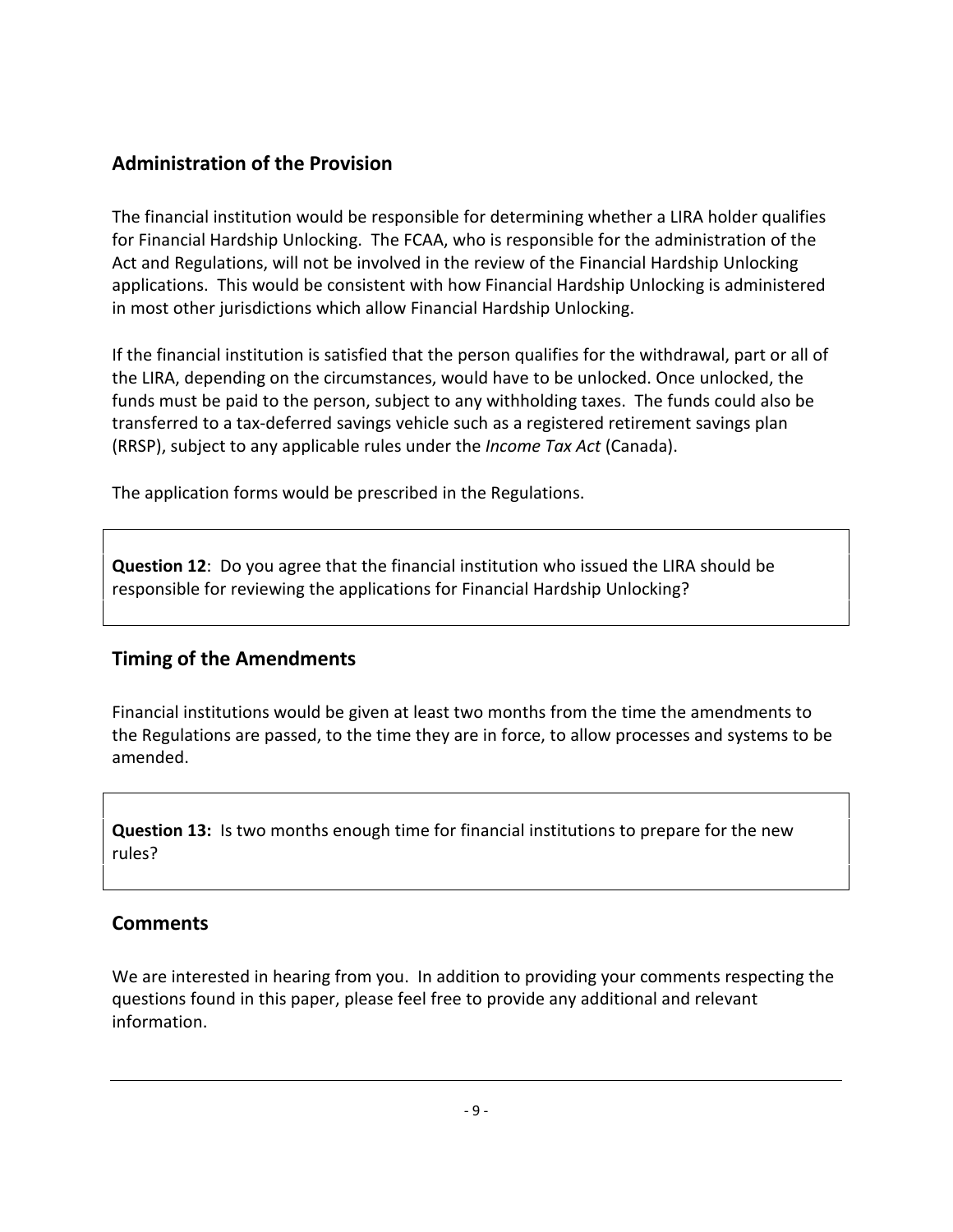## Administration of the Provision

The financial institution would be responsible for determining whether a LIRA holder qualifies for Financial Hardship Unlocking. The FCAA, who is responsible for the administration of the Act and Regulations, will not be involved in the review of the Financial Hardship Unlocking applications. This would be consistent with how Financial Hardship Unlocking is administered in most other jurisdictions which allow Financial Hardship Unlocking.

If the financial institution is satisfied that the person qualifies for the withdrawal, part or all of the LIRA, depending on the circumstances, would have to be unlocked. Once unlocked, the funds must be paid to the person, subject to any withholding taxes. The funds could also be transferred to a tax-deferred savings vehicle such as a registered retirement savings plan (RRSP), subject to any applicable rules under the *Income Tax Act* (Canada).

The application forms would be prescribed in the Regulations.

**Question 12**: Do you agree that the financial institution who issued the LIRA should be responsible for reviewing the applications for Financial Hardship Unlocking?

## Timing of the Amendments

Financial institutions would be given at least two months from the time the amendments to the Regulations are passed, to the time they are in force, to allow processes and systems to be amended.

**Question 13:** Is two months enough time for financial institutions to prepare for the new rules?

## Comments

We are interested in hearing from you. In addition to providing your comments respecting the questions found in this paper, please feel free to provide any additional and relevant information.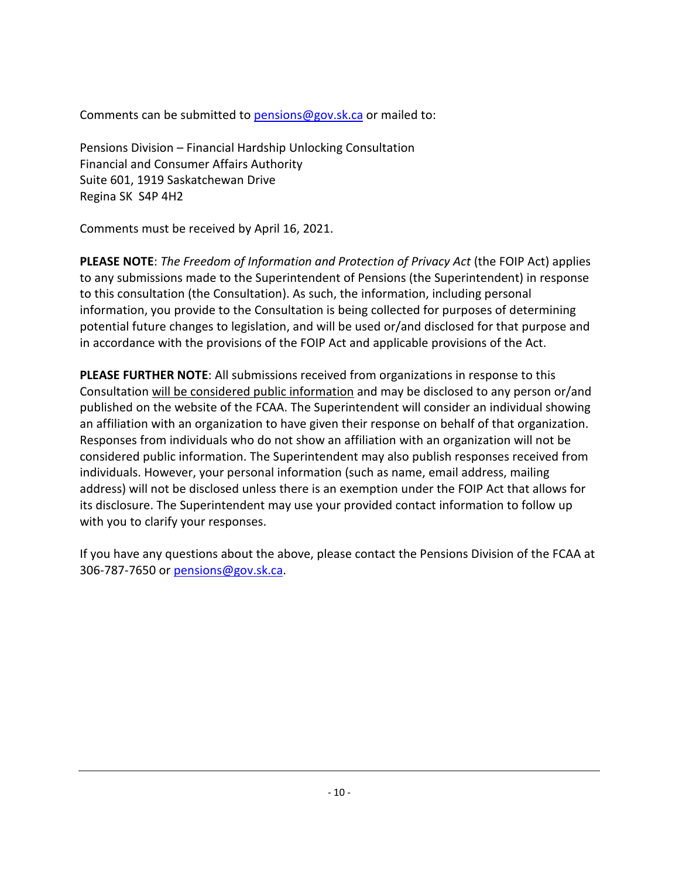Comments can be submitted to pensions@gov.sk.ca or mailed to:

Pensions Division – Financial Hardship Unlocking Consultation
Financial and Consumer Affairs Authority
Suite 601, 1919 Saskatchewan Drive
Regina SK S4P 4H2

Comments must be received by April 16, 2021.

**PLEASE NOTE**: *The Freedom of Information and Protection of Privacy Act* (the FOIP Act) applies to any submissions made to the Superintendent of Pensions (the Superintendent) in response to this consultation (the Consultation). As such, the information, including personal information, you provide to the Consultation is being collected for purposes of determining potential future changes to legislation, and will be used or/and disclosed for that purpose and in accordance with the provisions of the FOIP Act and applicable provisions of the Act.

**PLEASE FURTHER NOTE**: All submissions received from organizations in response to this Consultation will be considered public information and may be disclosed to any person or/and published on the website of the FCAA. The Superintendent will consider an individual showing an affiliation with an organization to have given their response on behalf of that organization. Responses from individuals who do not show an affiliation with an organization will not be considered public information. The Superintendent may also publish responses received from individuals. However, your personal information (such as name, email address, mailing address) will not be disclosed unless there is an exemption under the FOIP Act that allows for its disclosure. The Superintendent may use your provided contact information to follow up with you to clarify your responses.

If you have any questions about the above, please contact the Pensions Division of the FCAA at 306-787-7650 or pensions@gov.sk.ca.